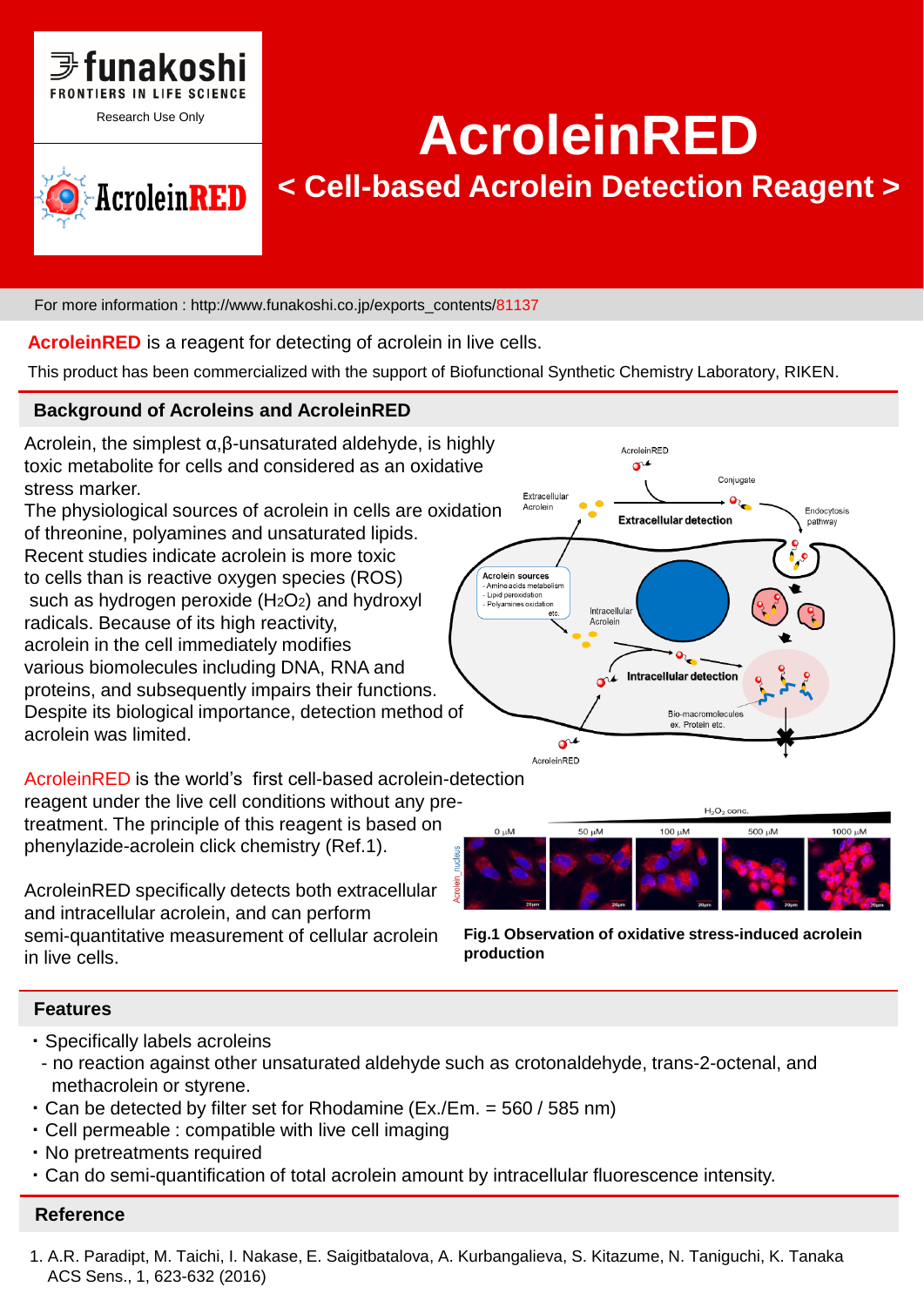funakoshi
FRONTIERS IN LIFE SCIENCE
Research Use Only

# AcroleinRED

## < Cell-based Acrolein Detection Reagent >

For more information : http://www.funakoshi.co.jp/exports_contents/81137

**AcroleinRED** is a reagent for detecting of acrolein in live cells.

This product has been commercialized with the support of Biofunctional Synthetic Chemistry Laboratory, RIKEN.

## Background of Acroleins and AcroleinRED

Acrolein, the simplest α,β-unsaturated aldehyde, is highly toxic metabolite for cells and considered as an oxidative stress marker.
The physiological sources of acrolein in cells are oxidation of threonine, polyamines and unsaturated lipids.
Recent studies indicate acrolein is more toxic to cells than is reactive oxygen species (ROS) such as hydrogen peroxide ($H_2O_2$) and hydroxyl radicals. Because of its high reactivity, acrolein in the cell immediately modifies various biomolecules including DNA, RNA and proteins, and subsequently impairs their functions. Despite its biological importance, detection method of acrolein was limited.

AcroleinRED is the world's first cell-based acrolein-detection reagent under the live cell conditions without any pre-treatment. The principle of this reagent is based on phenylazide-acrolein click chemistry (Ref.1).

AcroleinRED specifically detects both extracellular and intracellular acrolein, and can perform semi-quantitative measurement of cellular acrolein in live cells.

**Fig.1 Observation of oxidative stress-induced acrolein production**

## Features

- Specifically labels acroleins
  - no reaction against other unsaturated aldehyde such as crotonaldehyde, trans-2-octenal, and methacrolein or styrene.
- Can be detected by filter set for Rhodamine (Ex./Em. = 560 / 585 nm)
- Cell permeable : compatible with live cell imaging
- No pretreatments required
- Can do semi-quantification of total acrolein amount by intracellular fluorescence intensity.

## Reference

1. A.R. Paradipt, M. Taichi, I. Nakase, E. Saigitbatalova, A. Kurbangalieva, S. Kitazume, N. Taniguchi, K. Tanaka ACS Sens., 1, 623-632 (2016)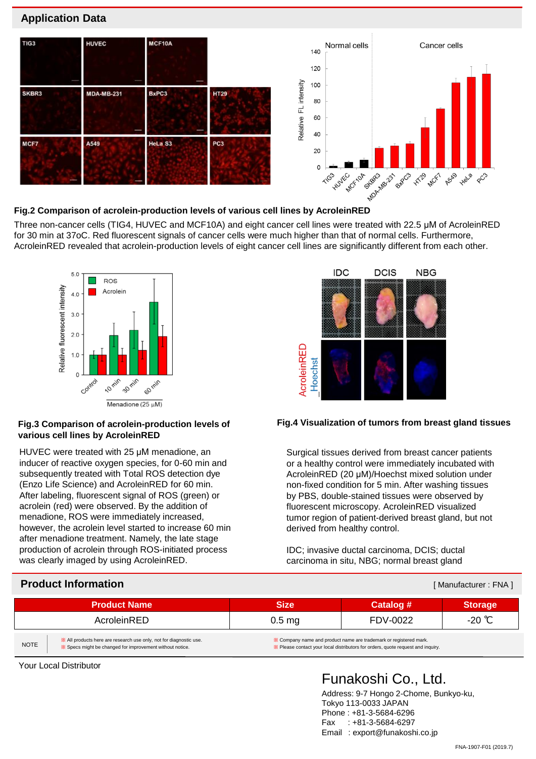## Application Data

TIG3
HUVEC
MCF10A
SKBR3
MDA-MB-231
BxPC3
HT29
MCF7
A549
HeLa S3
PC3

Normal cells
Cancer cells
Relative FL intensity
140
120
100
80
60
40
20
0
TIG3
HUVEC
MCF10A
SKBR3
MDA-MB-231
BxPC3
HT29
MCF7
A549
HeLa
PC3

**Fig.2 Comparison of acrolein-production levels of various cell lines by AcroleinRED**

Three non-cancer cells (TIG4, HUVEC and MCF10A) and eight cancer cell lines were treated with 22.5 μM of AcroleinRED for 30 min at 37oC. Red fluorescent signals of cancer cells were much higher than that of normal cells. Furthermore, AcroleinRED revealed that acrolein-production levels of eight cancer cell lines are significantly different from each other.

5.0
4.0
3.0
2.0
1.0
0
Relative fluorescent intensity
ROS
Acrolein
Control
10 min
30 min
60 min
Menadione (25 μM)

**Fig.3 Comparison of acrolein-production levels of various cell lines by AcroleinRED**

HUVEC were treated with 25 μM menadione, an inducer of reactive oxygen species, for 0-60 min and subsequently treated with Total ROS detection dye (Enzo Life Science) and AcroleinRED for 60 min. After labeling, fluorescent signal of ROS (green) or acrolein (red) were observed. By the addition of menadione, ROS were immediately increased, however, the acrolein level started to increase 60 min after menadione treatment. Namely, the late stage production of acrolein through ROS-initiated process was clearly imaged by using AcroleinRED.

IDC
DCIS
NBG
AcroleinRED
Hoechst

**Fig.4 Visualization of tumors from breast gland tissues**

Surgical tissues derived from breast cancer patients or a healthy control were immediately incubated with AcroleinRED (20 μM)/Hoechst mixed solution under non-fixed condition for 5 min. After washing tissues by PBS, double-stained tissues were observed by fluorescent microscopy. AcroleinRED visualized tumor region of patient-derived breast gland, but not derived from healthy control.

IDC; invasive ductal carcinoma, DCIS; ductal carcinoma in situ, NBG; normal breast gland

## Product Information

[ Manufacturer : FNA ]

| Product Name | Size | Catalog # | Storage |
| --- | --- | --- | --- |
| AcroleinRED | 0.5 mg | FDV-0022 | -20 ℃ |

NOTE
※ All products here are research use only, not for diagnostic use.
※ Specs might be changed for improvement without notice.
※ Company name and product name are trademark or registered mark.
※ Please contact your local distributors for orders, quote request and inquiry.

Your Local Distributor

## Funakoshi Co., Ltd.

Address: 9-7 Hongo 2-Chome, Bunkyo-ku,
Tokyo 113-0033 JAPAN
Phone : +81-3-5684-6296
Fax : +81-3-5684-6297
Email : export@funakoshi.co.jp

FNA-1907-F01 (2019.7)